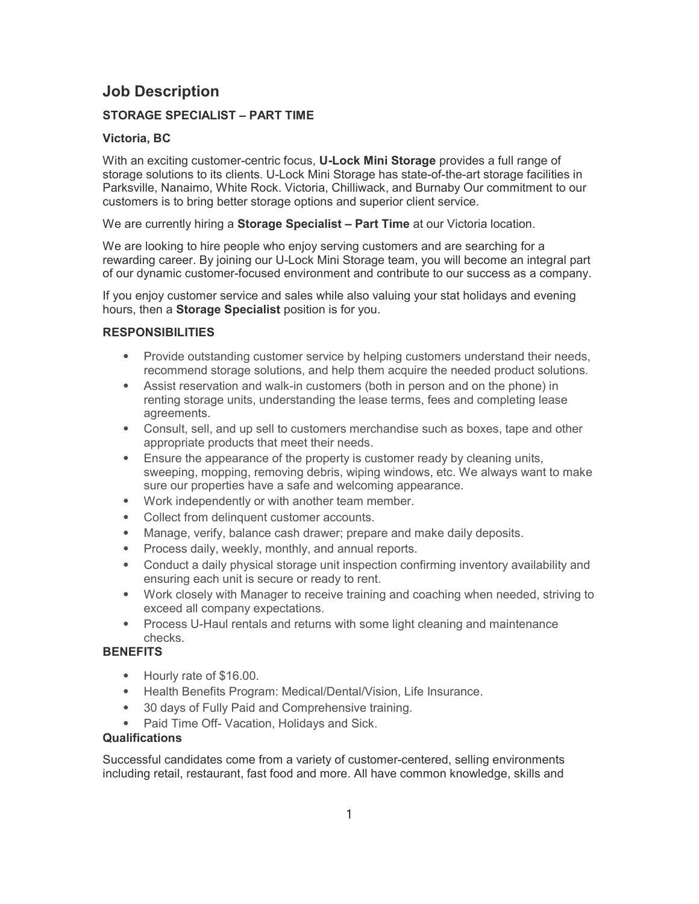# Job Description

**STORAGE SPECIALIST – PART TIME**

**Victoria, BC**

With an exciting customer-centric focus, **U-Lock Mini Storage** provides a full range of storage solutions to its clients. U-Lock Mini Storage has state-of-the-art storage facilities in Parksville, Nanaimo, White Rock. Victoria, Chilliwack, and Burnaby Our commitment to our customers is to bring better storage options and superior client service.

We are currently hiring a **Storage Specialist – Part Time** at our Victoria location.

We are looking to hire people who enjoy serving customers and are searching for a rewarding career. By joining our U-Lock Mini Storage team, you will become an integral part of our dynamic customer-focused environment and contribute to our success as a company.

If you enjoy customer service and sales while also valuing your stat holidays and evening hours, then a **Storage Specialist** position is for you.

**RESPONSIBILITIES**

- Provide outstanding customer service by helping customers understand their needs, recommend storage solutions, and help them acquire the needed product solutions.
- Assist reservation and walk-in customers (both in person and on the phone) in renting storage units, understanding the lease terms, fees and completing lease agreements.
- Consult, sell, and up sell to customers merchandise such as boxes, tape and other appropriate products that meet their needs.
- Ensure the appearance of the property is customer ready by cleaning units, sweeping, mopping, removing debris, wiping windows, etc. We always want to make sure our properties have a safe and welcoming appearance.
- Work independently or with another team member.
- Collect from delinquent customer accounts.
- Manage, verify, balance cash drawer; prepare and make daily deposits.
- Process daily, weekly, monthly, and annual reports.
- Conduct a daily physical storage unit inspection confirming inventory availability and ensuring each unit is secure or ready to rent.
- Work closely with Manager to receive training and coaching when needed, striving to exceed all company expectations.
- Process U-Haul rentals and returns with some light cleaning and maintenance checks.

**BENEFITS**

- Hourly rate of $16.00.
- Health Benefits Program: Medical/Dental/Vision, Life Insurance.
- 30 days of Fully Paid and Comprehensive training.
- Paid Time Off- Vacation, Holidays and Sick.

**Qualifications**

Successful candidates come from a variety of customer-centered, selling environments including retail, restaurant, fast food and more. All have common knowledge, skills and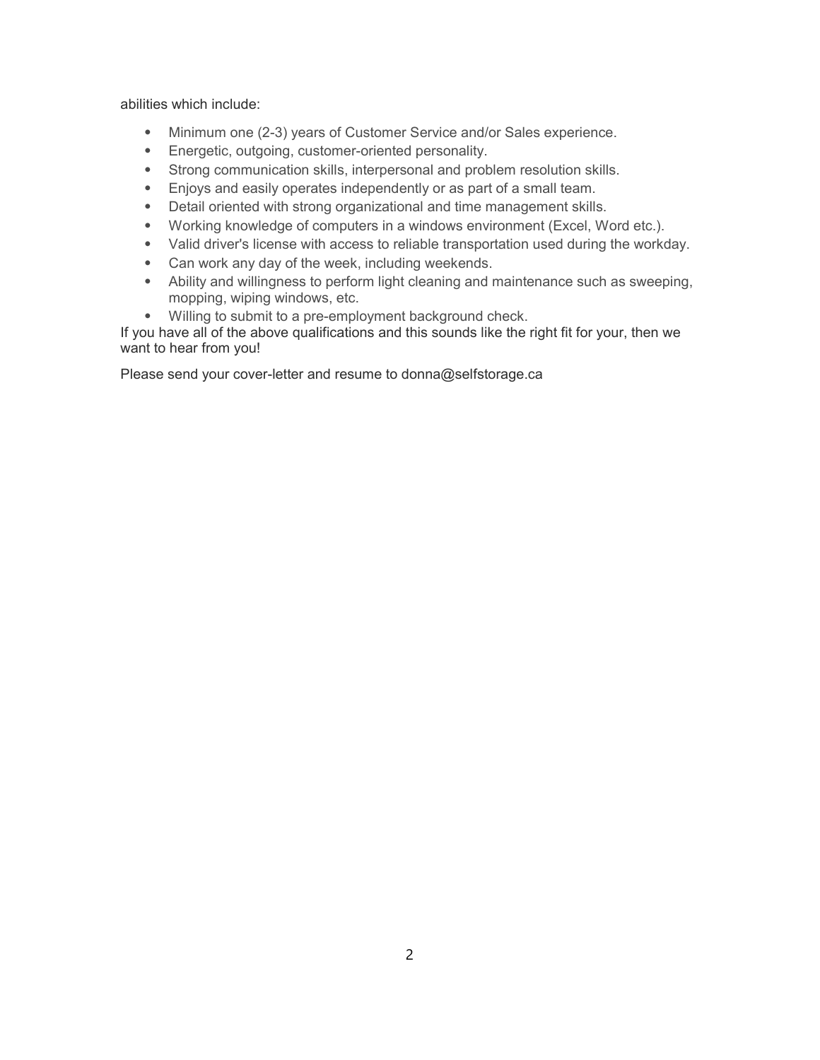abilities which include:

- Minimum one (2-3) years of Customer Service and/or Sales experience.
- Energetic, outgoing, customer-oriented personality.
- Strong communication skills, interpersonal and problem resolution skills.
- Enjoys and easily operates independently or as part of a small team.
- Detail oriented with strong organizational and time management skills.
- Working knowledge of computers in a windows environment (Excel, Word etc.).
- Valid driver's license with access to reliable transportation used during the workday.
- Can work any day of the week, including weekends.
- Ability and willingness to perform light cleaning and maintenance such as sweeping, mopping, wiping windows, etc.
- Willing to submit to a pre-employment background check.

If you have all of the above qualifications and this sounds like the right fit for your, then we want to hear from you!

Please send your cover-letter and resume to donna@selfstorage.ca